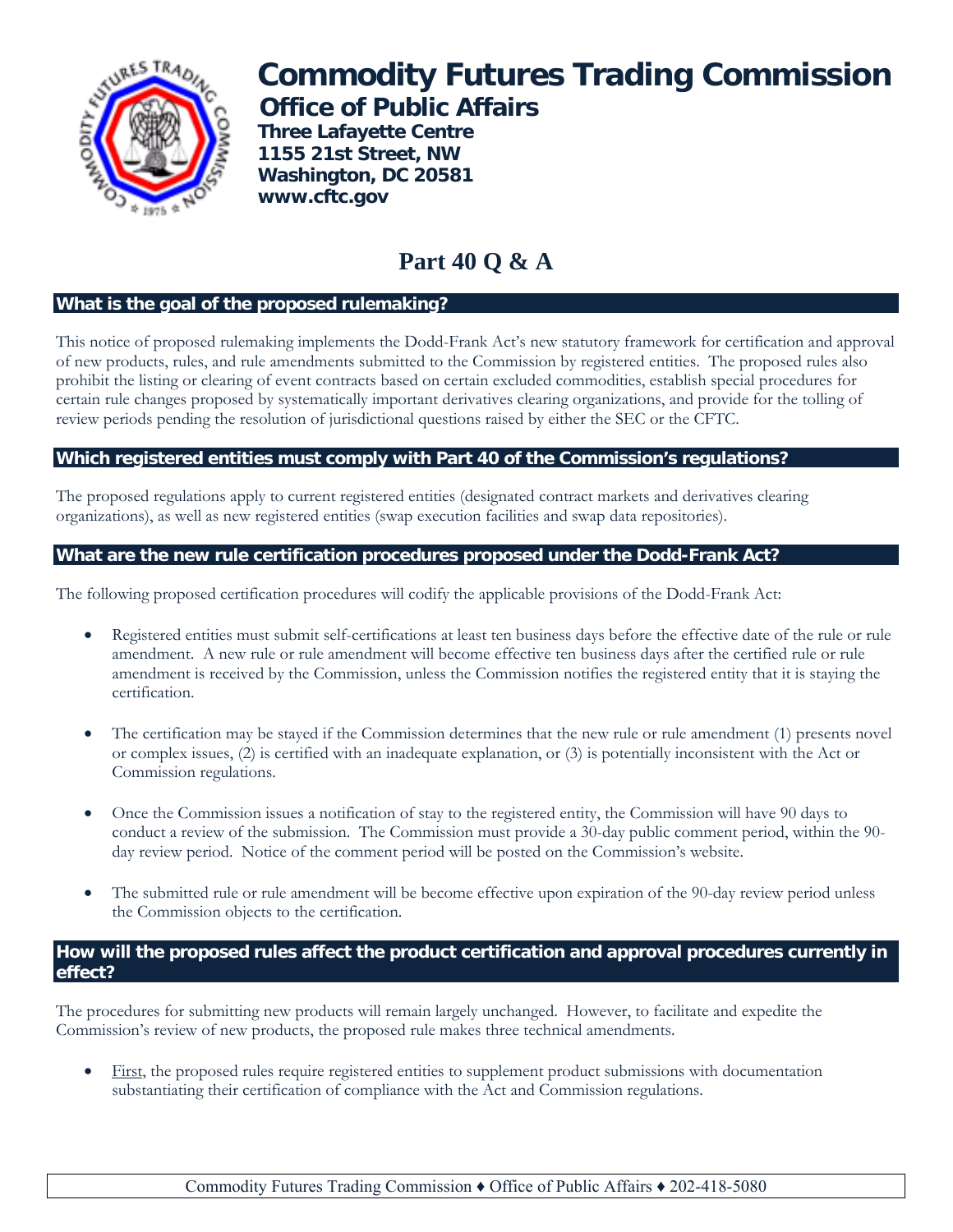# Commodity Futures Trading Commission

## Office of Public Affairs

**Three Lafayette Centre**
**1155 21st Street, NW**
**Washington, DC 20581**
**www.cftc.gov**

# Part 40 Q & A

### What is the goal of the proposed rulemaking?

This notice of proposed rulemaking implements the Dodd-Frank Act's new statutory framework for certification and approval of new products, rules, and rule amendments submitted to the Commission by registered entities. The proposed rules also prohibit the listing or clearing of event contracts based on certain excluded commodities, establish special procedures for certain rule changes proposed by systematically important derivatives clearing organizations, and provide for the tolling of review periods pending the resolution of jurisdictional questions raised by either the SEC or the CFTC.

### Which registered entities must comply with Part 40 of the Commission's regulations?

The proposed regulations apply to current registered entities (designated contract markets and derivatives clearing organizations), as well as new registered entities (swap execution facilities and swap data repositories).

### What are the new rule certification procedures proposed under the Dodd-Frank Act?

The following proposed certification procedures will codify the applicable provisions of the Dodd-Frank Act:

- Registered entities must submit self-certifications at least ten business days before the effective date of the rule or rule amendment. A new rule or rule amendment will become effective ten business days after the certified rule or rule amendment is received by the Commission, unless the Commission notifies the registered entity that it is staying the certification.
- The certification may be stayed if the Commission determines that the new rule or rule amendment (1) presents novel or complex issues, (2) is certified with an inadequate explanation, or (3) is potentially inconsistent with the Act or Commission regulations.
- Once the Commission issues a notification of stay to the registered entity, the Commission will have 90 days to conduct a review of the submission. The Commission must provide a 30-day public comment period, within the 90-day review period. Notice of the comment period will be posted on the Commission's website.
- The submitted rule or rule amendment will be become effective upon expiration of the 90-day review period unless the Commission objects to the certification.

### How will the proposed rules affect the product certification and approval procedures currently in effect?

The procedures for submitting new products will remain largely unchanged. However, to facilitate and expedite the Commission's review of new products, the proposed rule makes three technical amendments.

- First, the proposed rules require registered entities to supplement product submissions with documentation substantiating their certification of compliance with the Act and Commission regulations.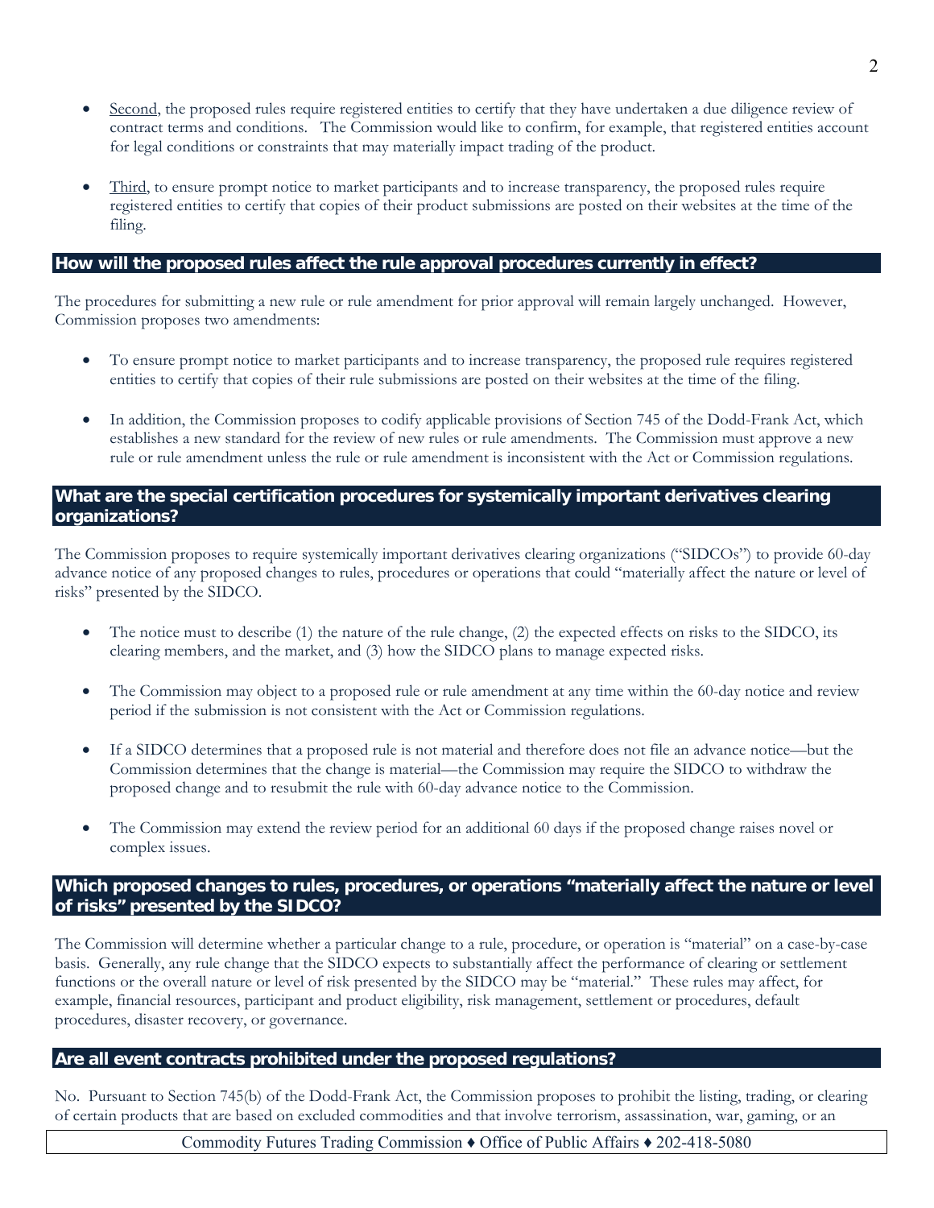- Second, the proposed rules require registered entities to certify that they have undertaken a due diligence review of contract terms and conditions. The Commission would like to confirm, for example, that registered entities account for legal conditions or constraints that may materially impact trading of the product.

- Third, to ensure prompt notice to market participants and to increase transparency, the proposed rules require registered entities to certify that copies of their product submissions are posted on their websites at the time of the filing.

## How will the proposed rules affect the rule approval procedures currently in effect?

The procedures for submitting a new rule or rule amendment for prior approval will remain largely unchanged. However, Commission proposes two amendments:

- To ensure prompt notice to market participants and to increase transparency, the proposed rule requires registered entities to certify that copies of their rule submissions are posted on their websites at the time of the filing.

- In addition, the Commission proposes to codify applicable provisions of Section 745 of the Dodd-Frank Act, which establishes a new standard for the review of new rules or rule amendments. The Commission must approve a new rule or rule amendment unless the rule or rule amendment is inconsistent with the Act or Commission regulations.

## What are the special certification procedures for systemically important derivatives clearing organizations?

The Commission proposes to require systemically important derivatives clearing organizations ("SIDCOs") to provide 60-day advance notice of any proposed changes to rules, procedures or operations that could "materially affect the nature or level of risks" presented by the SIDCO.

- The notice must to describe (1) the nature of the rule change, (2) the expected effects on risks to the SIDCO, its clearing members, and the market, and (3) how the SIDCO plans to manage expected risks.

- The Commission may object to a proposed rule or rule amendment at any time within the 60-day notice and review period if the submission is not consistent with the Act or Commission regulations.

- If a SIDCO determines that a proposed rule is not material and therefore does not file an advance notice—but the Commission determines that the change is material—the Commission may require the SIDCO to withdraw the proposed change and to resubmit the rule with 60-day advance notice to the Commission.

- The Commission may extend the review period for an additional 60 days if the proposed change raises novel or complex issues.

## Which proposed changes to rules, procedures, or operations "materially affect the nature or level of risks" presented by the SIDCO?

The Commission will determine whether a particular change to a rule, procedure, or operation is "material" on a case-by-case basis. Generally, any rule change that the SIDCO expects to substantially affect the performance of clearing or settlement functions or the overall nature or level of risk presented by the SIDCO may be "material." These rules may affect, for example, financial resources, participant and product eligibility, risk management, settlement or procedures, default procedures, disaster recovery, or governance.

## Are all event contracts prohibited under the proposed regulations?

No. Pursuant to Section 745(b) of the Dodd-Frank Act, the Commission proposes to prohibit the listing, trading, or clearing of certain products that are based on excluded commodities and that involve terrorism, assassination, war, gaming, or an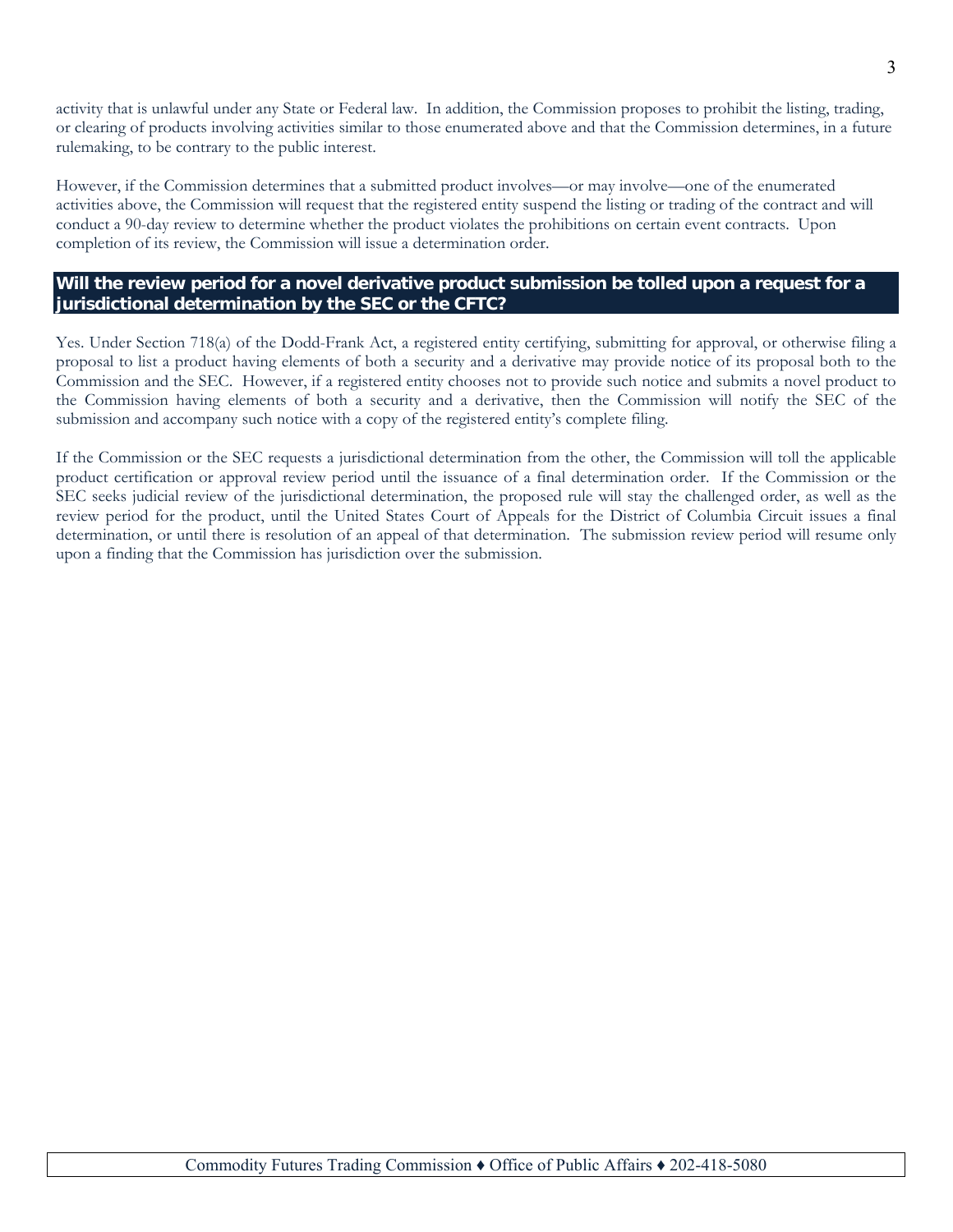activity that is unlawful under any State or Federal law. In addition, the Commission proposes to prohibit the listing, trading, or clearing of products involving activities similar to those enumerated above and that the Commission determines, in a future rulemaking, to be contrary to the public interest.

However, if the Commission determines that a submitted product involves—or may involve—one of the enumerated activities above, the Commission will request that the registered entity suspend the listing or trading of the contract and will conduct a 90-day review to determine whether the product violates the prohibitions on certain event contracts. Upon completion of its review, the Commission will issue a determination order.

## Will the review period for a novel derivative product submission be tolled upon a request for a jurisdictional determination by the SEC or the CFTC?

Yes. Under Section 718(a) of the Dodd-Frank Act, a registered entity certifying, submitting for approval, or otherwise filing a proposal to list a product having elements of both a security and a derivative may provide notice of its proposal both to the Commission and the SEC. However, if a registered entity chooses not to provide such notice and submits a novel product to the Commission having elements of both a security and a derivative, then the Commission will notify the SEC of the submission and accompany such notice with a copy of the registered entity's complete filing.

If the Commission or the SEC requests a jurisdictional determination from the other, the Commission will toll the applicable product certification or approval review period until the issuance of a final determination order. If the Commission or the SEC seeks judicial review of the jurisdictional determination, the proposed rule will stay the challenged order, as well as the review period for the product, until the United States Court of Appeals for the District of Columbia Circuit issues a final determination, or until there is resolution of an appeal of that determination. The submission review period will resume only upon a finding that the Commission has jurisdiction over the submission.